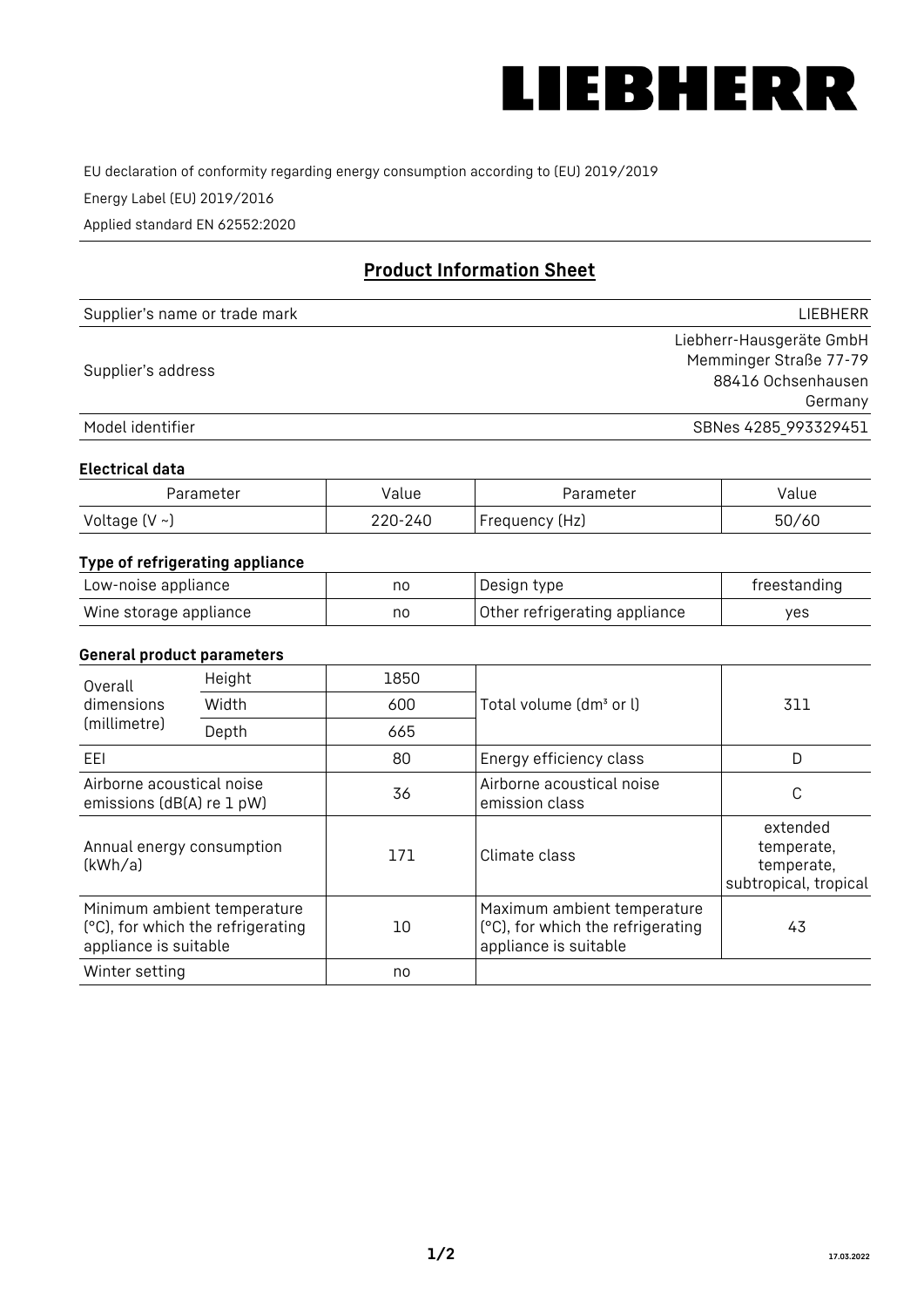# LIEBHERR

EU declaration of conformity regarding energy consumption according to (EU) 2019/2019

Energy Label (EU) 2019/2016

Applied standard EN 62552:2020

## Product Information Sheet

| | |
|---|---|
| Supplier's name or trade mark | LIEBHERR |
| Supplier's address | Liebherr-Hausgeräte GmbH<br>Memminger Straße 77-79<br>88416 Ochsenhausen<br>Germany |
| Model identifier | SBNes 4285_993329451 |

### Electrical data

| Parameter | Value | Parameter | Value |
|---|---|---|---|
| Voltage (V ~) | 220-240 | Frequency (Hz) | 50/60 |

### Type of refrigerating appliance

| | | | |
|---|---|---|---|
| Low-noise appliance | no | Design type | freestanding |
| Wine storage appliance | no | Other refrigerating appliance | yes |

### General product parameters

| | | | | |
|---|---|---|---|---|
| Overall dimensions (millimetre) | Height | 1850 | Total volume (dm³ or l) | 311 |
| | Width | 600 | | |
| | Depth | 665 | | |
| EEI | | 80 | Energy efficiency class | D |
| Airborne acoustical noise emissions (dB(A) re 1 pW) | | 36 | Airborne acoustical noise emission class | C |
| Annual energy consumption (kWh/a) | | 171 | Climate class | extended temperate, temperate, subtropical, tropical |
| Minimum ambient temperature (°C), for which the refrigerating appliance is suitable | | 10 | Maximum ambient temperature (°C), for which the refrigerating appliance is suitable | 43 |
| Winter setting | | no | | |

17.03.2022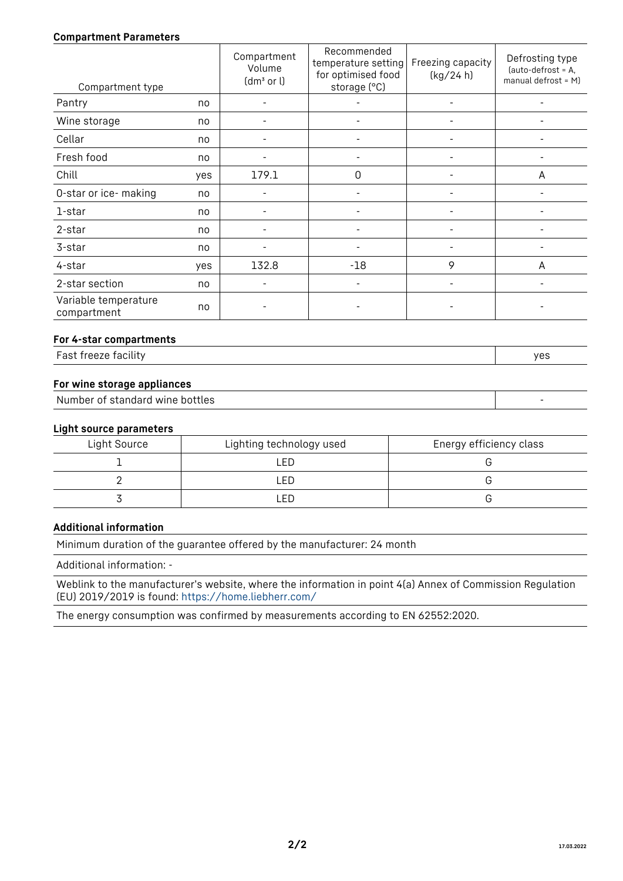**Compartment Parameters**

| Compartment type | | Compartment Volume (dm³ or l) | Recommended temperature setting for optimised food storage (°C) | Freezing capacity (kg/24 h) | Defrosting type (auto-defrost = A, manual defrost = M) |
|---|---|---|---|---|---|
| Pantry | no | - | - | - | - |
| Wine storage | no | - | - | - | - |
| Cellar | no | - | - | - | - |
| Fresh food | no | - | - | - | - |
| Chill | yes | 179.1 | 0 | - | A |
| 0-star or ice- making | no | - | - | - | - |
| 1-star | no | - | - | - | - |
| 2-star | no | - | - | - | - |
| 3-star | no | - | - | - | - |
| 4-star | yes | 132.8 | -18 | 9 | A |
| 2-star section | no | - | - | - | - |
| Variable temperature compartment | no | - | - | - | - |

**For 4-star compartments**

| | |
|---|---|
| Fast freeze facility | yes |

**For wine storage appliances**

| | |
|---|---|
| Number of standard wine bottles | - |

**Light source parameters**

| Light Source | Lighting technology used | Energy efficiency class |
|---|---|---|
| 1 | LED | G |
| 2 | LED | G |
| 3 | LED | G |

**Additional information**

Minimum duration of the guarantee offered by the manufacturer: 24 month

Additional information: -

Weblink to the manufacturer's website, where the information in point 4(a) Annex of Commission Regulation (EU) 2019/2019 is found: https://home.liebherr.com/

The energy consumption was confirmed by measurements according to EN 62552:2020.

17.03.2022